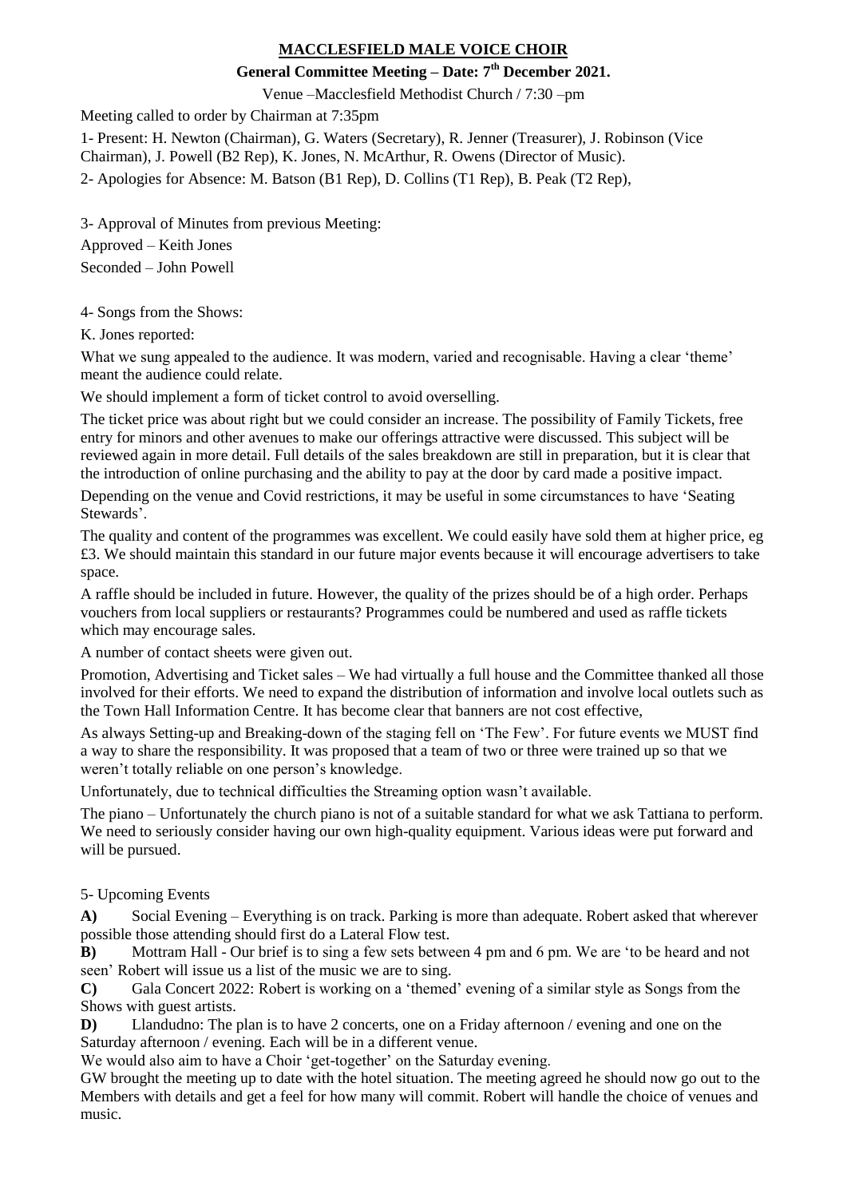# MACCLESFIELD MALE VOICE CHOIR

## General Committee Meeting – Date: 7th December 2021.

Venue –Macclesfield Methodist Church / 7:30 –pm

Meeting called to order by Chairman at 7:35pm

1- Present: H. Newton (Chairman), G. Waters (Secretary), R. Jenner (Treasurer), J. Robinson (Vice Chairman), J. Powell (B2 Rep), K. Jones, N. McArthur, R. Owens (Director of Music).

2- Apologies for Absence: M. Batson (B1 Rep), D. Collins (T1 Rep), B. Peak (T2 Rep),

3- Approval of Minutes from previous Meeting:

Approved – Keith Jones

Seconded – John Powell

4- Songs from the Shows:

K. Jones reported:

What we sung appealed to the audience. It was modern, varied and recognisable. Having a clear 'theme' meant the audience could relate.

We should implement a form of ticket control to avoid overselling.

The ticket price was about right but we could consider an increase. The possibility of Family Tickets, free entry for minors and other avenues to make our offerings attractive were discussed. This subject will be reviewed again in more detail. Full details of the sales breakdown are still in preparation, but it is clear that the introduction of online purchasing and the ability to pay at the door by card made a positive impact.

Depending on the venue and Covid restrictions, it may be useful in some circumstances to have 'Seating Stewards'.

The quality and content of the programmes was excellent. We could easily have sold them at higher price, eg £3. We should maintain this standard in our future major events because it will encourage advertisers to take space.

A raffle should be included in future. However, the quality of the prizes should be of a high order. Perhaps vouchers from local suppliers or restaurants? Programmes could be numbered and used as raffle tickets which may encourage sales.

A number of contact sheets were given out.

Promotion, Advertising and Ticket sales – We had virtually a full house and the Committee thanked all those involved for their efforts. We need to expand the distribution of information and involve local outlets such as the Town Hall Information Centre. It has become clear that banners are not cost effective,

As always Setting-up and Breaking-down of the staging fell on 'The Few'. For future events we MUST find a way to share the responsibility. It was proposed that a team of two or three were trained up so that we weren't totally reliable on one person's knowledge.

Unfortunately, due to technical difficulties the Streaming option wasn't available.

The piano – Unfortunately the church piano is not of a suitable standard for what we ask Tattiana to perform. We need to seriously consider having our own high-quality equipment. Various ideas were put forward and will be pursued.

5- Upcoming Events

**A)** Social Evening – Everything is on track. Parking is more than adequate. Robert asked that wherever possible those attending should first do a Lateral Flow test.

**B)** Mottram Hall - Our brief is to sing a few sets between 4 pm and 6 pm. We are 'to be heard and not seen' Robert will issue us a list of the music we are to sing.

**C)** Gala Concert 2022: Robert is working on a 'themed' evening of a similar style as Songs from the Shows with guest artists.

**D)** Llandudno: The plan is to have 2 concerts, one on a Friday afternoon / evening and one on the Saturday afternoon / evening. Each will be in a different venue.

We would also aim to have a Choir 'get-together' on the Saturday evening.

GW brought the meeting up to date with the hotel situation. The meeting agreed he should now go out to the Members with details and get a feel for how many will commit. Robert will handle the choice of venues and music.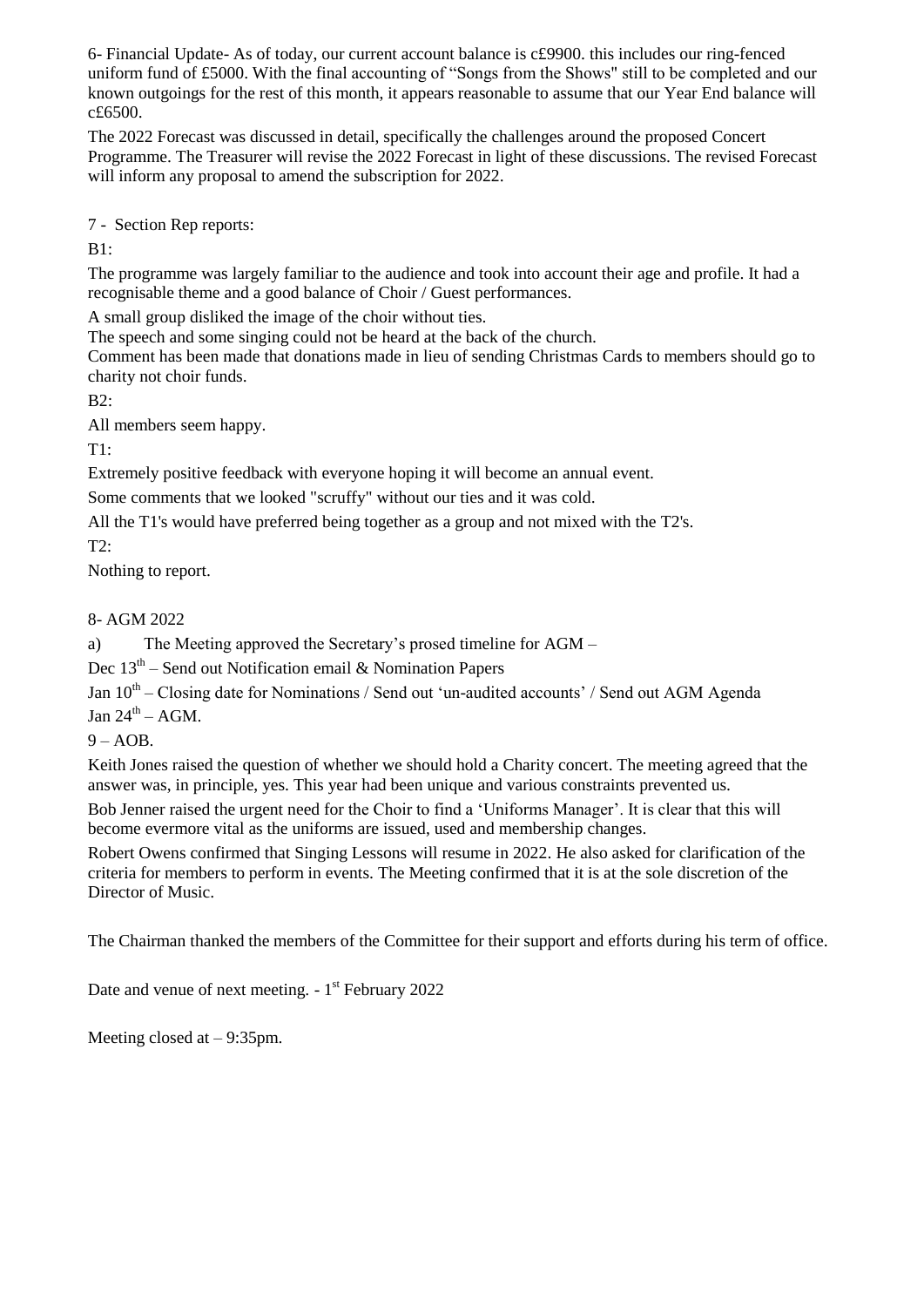6- Financial Update- As of today, our current account balance is c£9900. this includes our ring-fenced uniform fund of £5000. With the final accounting of "Songs from the Shows" still to be completed and our known outgoings for the rest of this month, it appears reasonable to assume that our Year End balance will c£6500.

The 2022 Forecast was discussed in detail, specifically the challenges around the proposed Concert Programme. The Treasurer will revise the 2022 Forecast in light of these discussions. The revised Forecast will inform any proposal to amend the subscription for 2022.

7 - Section Rep reports:

B1:

The programme was largely familiar to the audience and took into account their age and profile. It had a recognisable theme and a good balance of Choir / Guest performances.

A small group disliked the image of the choir without ties.

The speech and some singing could not be heard at the back of the church.

Comment has been made that donations made in lieu of sending Christmas Cards to members should go to charity not choir funds.

B2:

All members seem happy.

T1:

Extremely positive feedback with everyone hoping it will become an annual event.

Some comments that we looked "scruffy" without our ties and it was cold.

All the T1's would have preferred being together as a group and not mixed with the T2's.

T2:

Nothing to report.

8- AGM 2022

a) The Meeting approved the Secretary's prosed timeline for AGM –

Dec 13th – Send out Notification email & Nomination Papers

Jan 10th – Closing date for Nominations / Send out 'un-audited accounts' / Send out AGM Agenda

Jan 24th – AGM.

9 – AOB.

Keith Jones raised the question of whether we should hold a Charity concert. The meeting agreed that the answer was, in principle, yes. This year had been unique and various constraints prevented us.

Bob Jenner raised the urgent need for the Choir to find a 'Uniforms Manager'. It is clear that this will become evermore vital as the uniforms are issued, used and membership changes.

Robert Owens confirmed that Singing Lessons will resume in 2022. He also asked for clarification of the criteria for members to perform in events. The Meeting confirmed that it is at the sole discretion of the Director of Music.

The Chairman thanked the members of the Committee for their support and efforts during his term of office.

Date and venue of next meeting. - 1st February 2022

Meeting closed at – 9:35pm.